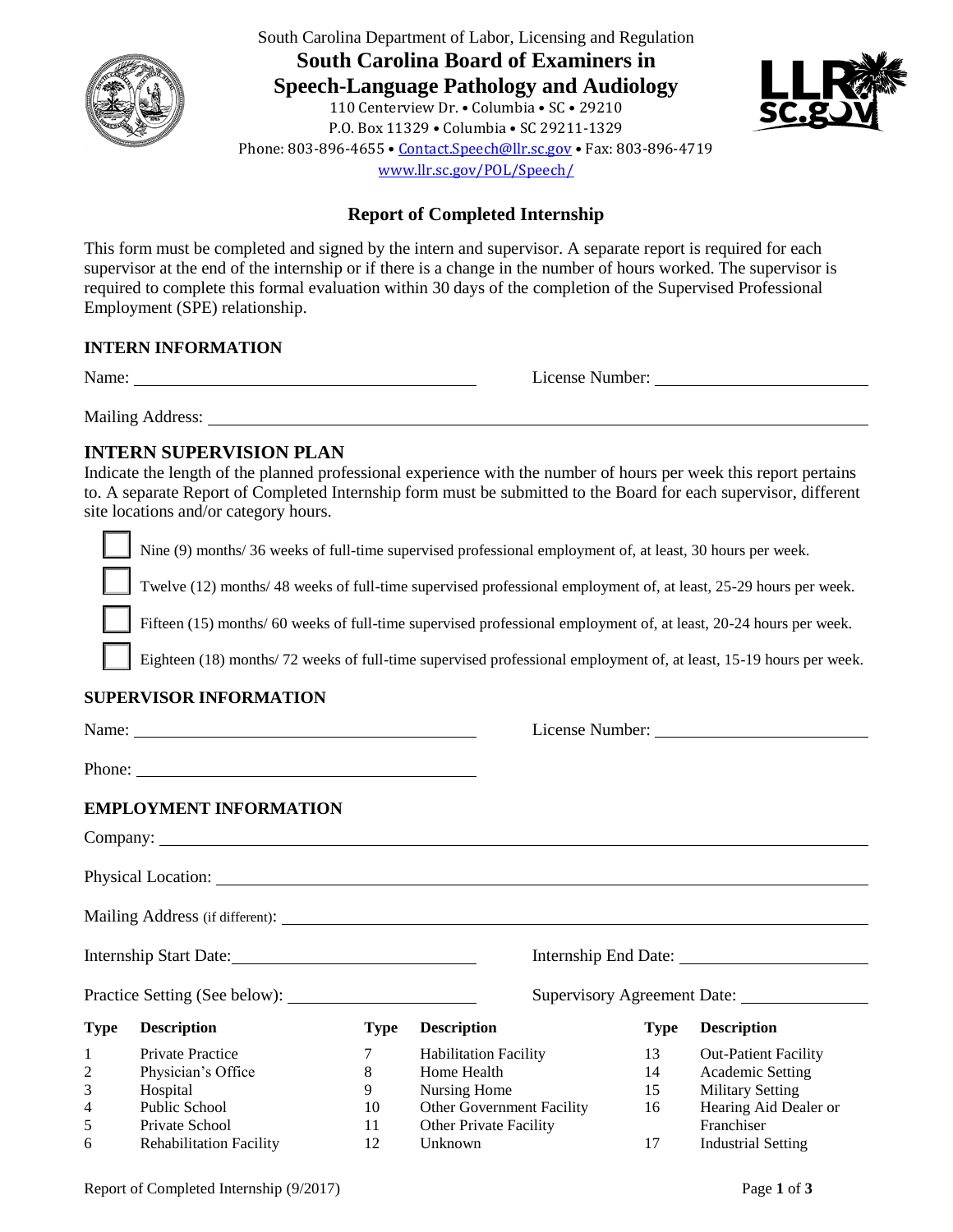South Carolina Department of Labor, Licensing and Regulation

# South Carolina Board of Examiners in Speech-Language Pathology and Audiology

110 Centerview Dr. • Columbia • SC • 29210
P.O. Box 11329 • Columbia • SC 29211-1329
Phone: 803-896-4655 • Contact.Speech@llr.sc.gov • Fax: 803-896-4719
www.llr.sc.gov/POL/Speech/

## Report of Completed Internship

This form must be completed and signed by the intern and supervisor. A separate report is required for each supervisor at the end of the internship or if there is a change in the number of hours worked. The supervisor is required to complete this formal evaluation within 30 days of the completion of the Supervised Professional Employment (SPE) relationship.

### INTERN INFORMATION

Name: ________________________ License Number: ________________________

Mailing Address: ________________________________________________

### INTERN SUPERVISION PLAN

Indicate the length of the planned professional experience with the number of hours per week this report pertains to. A separate Report of Completed Internship form must be submitted to the Board for each supervisor, different site locations and/or category hours.

- ☐ Nine (9) months/ 36 weeks of full-time supervised professional employment of, at least, 30 hours per week.
- ☐ Twelve (12) months/ 48 weeks of full-time supervised professional employment of, at least, 25-29 hours per week.
- ☐ Fifteen (15) months/ 60 weeks of full-time supervised professional employment of, at least, 20-24 hours per week.
- ☐ Eighteen (18) months/ 72 weeks of full-time supervised professional employment of, at least, 15-19 hours per week.

### SUPERVISOR INFORMATION

Name: ________________________ License Number: ________________________

Phone: ________________________

### EMPLOYMENT INFORMATION

Company: ________________________________________________

Physical Location: ________________________________________________

Mailing Address (if different): ________________________________________________

Internship Start Date: ________________________ Internship End Date: ________________________

Practice Setting (See below): ________________________ Supervisory Agreement Date: ________________________

| Type | Description | Type | Description | Type | Description |
|---|---|---|---|---|---|
| 1 | Private Practice | 7 | Habilitation Facility | 13 | Out-Patient Facility |
| 2 | Physician's Office | 8 | Home Health | 14 | Academic Setting |
| 3 | Hospital | 9 | Nursing Home | 15 | Military Setting |
| 4 | Public School | 10 | Other Government Facility | 16 | Hearing Aid Dealer or Franchiser |
| 5 | Private School | 11 | Other Private Facility | | |
| 6 | Rehabilitation Facility | 12 | Unknown | 17 | Industrial Setting |

Report of Completed Internship (9/2017)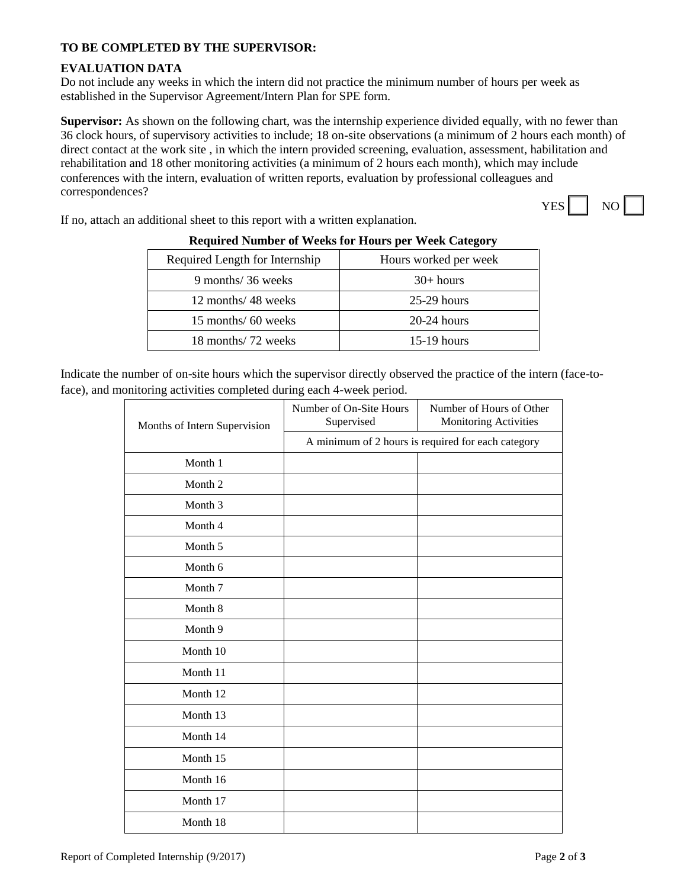**TO BE COMPLETED BY THE SUPERVISOR:**

**EVALUATION DATA**

Do not include any weeks in which the intern did not practice the minimum number of hours per week as established in the Supervisor Agreement/Intern Plan for SPE form.

**Supervisor:** As shown on the following chart, was the internship experience divided equally, with no fewer than 36 clock hours, of supervisory activities to include; 18 on-site observations (a minimum of 2 hours each month) of direct contact at the work site , in which the intern provided screening, evaluation, assessment, habilitation and rehabilitation and 18 other monitoring activities (a minimum of 2 hours each month), which may include conferences with the intern, evaluation of written reports, evaluation by professional colleagues and correspondences?

YES ☐ NO ☐

If no, attach an additional sheet to this report with a written explanation.

**Required Number of Weeks for Hours per Week Category**

| Required Length for Internship | Hours worked per week |
|---|---|
| 9 months/ 36 weeks | 30+ hours |
| 12 months/ 48 weeks | 25-29 hours |
| 15 months/ 60 weeks | 20-24 hours |
| 18 months/ 72 weeks | 15-19 hours |

Indicate the number of on-site hours which the supervisor directly observed the practice of the intern (face-to-face), and monitoring activities completed during each 4-week period.

| Months of Intern Supervision | Number of On-Site Hours Supervised | Number of Hours of Other Monitoring Activities |
|---|---|---|
| | A minimum of 2 hours is required for each category | |
| Month 1 | | |
| Month 2 | | |
| Month 3 | | |
| Month 4 | | |
| Month 5 | | |
| Month 6 | | |
| Month 7 | | |
| Month 8 | | |
| Month 9 | | |
| Month 10 | | |
| Month 11 | | |
| Month 12 | | |
| Month 13 | | |
| Month 14 | | |
| Month 15 | | |
| Month 16 | | |
| Month 17 | | |
| Month 18 | | |

Report of Completed Internship (9/2017)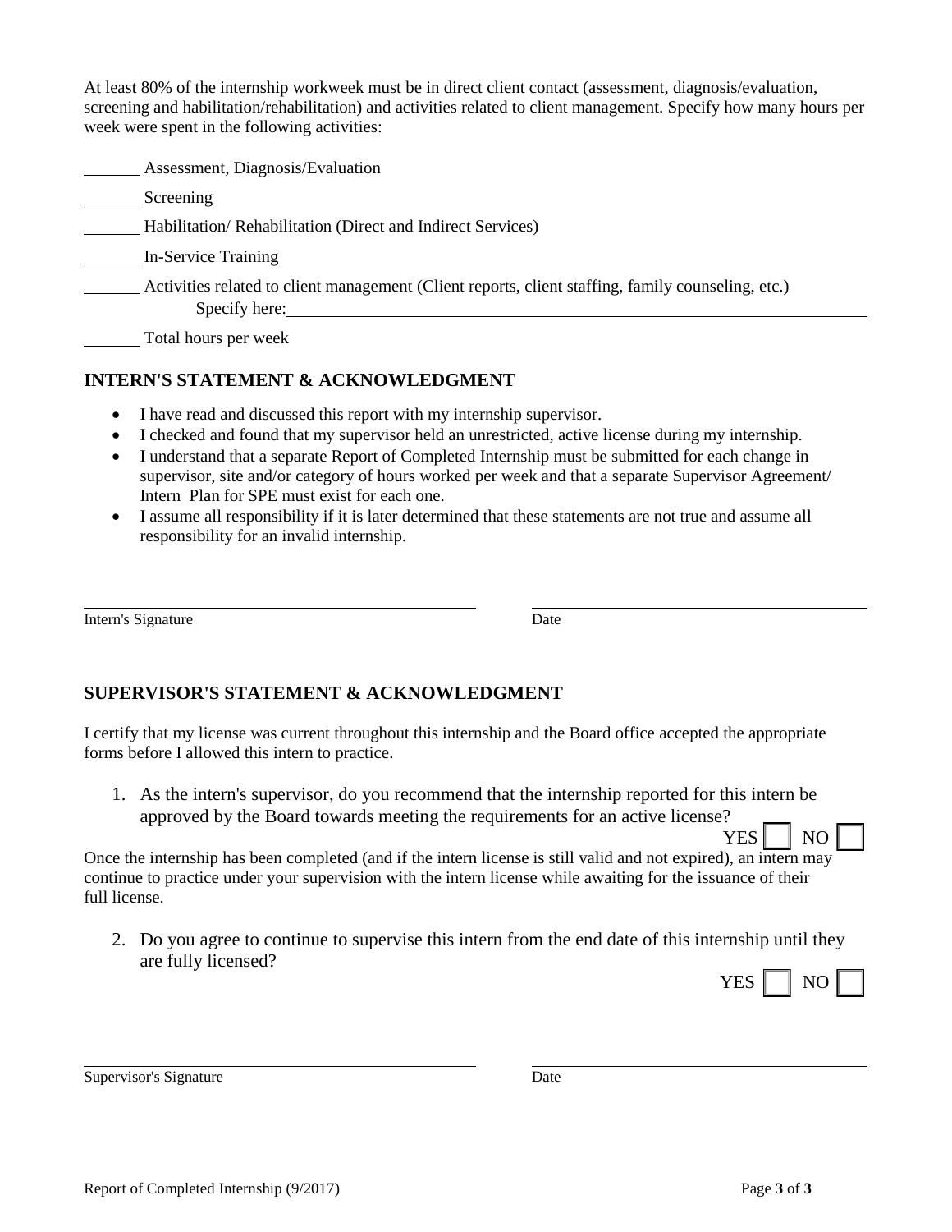At least 80% of the internship workweek must be in direct client contact (assessment, diagnosis/evaluation, screening and habilitation/rehabilitation) and activities related to client management. Specify how many hours per week were spent in the following activities:

_______ Assessment, Diagnosis/Evaluation

_______ Screening

_______ Habilitation/ Rehabilitation (Direct and Indirect Services)

_______ In-Service Training

_______ Activities related to client management (Client reports, client staffing, family counseling, etc.)
Specify here:_______________________________________________________________

_______ Total hours per week

## INTERN'S STATEMENT & ACKNOWLEDGMENT

- I have read and discussed this report with my internship supervisor.
- I checked and found that my supervisor held an unrestricted, active license during my internship.
- I understand that a separate Report of Completed Internship must be submitted for each change in supervisor, site and/or category of hours worked per week and that a separate Supervisor Agreement/ Intern Plan for SPE must exist for each one.
- I assume all responsibility if it is later determined that these statements are not true and assume all responsibility for an invalid internship.

_______________________________________ _______________________________________
Intern's Signature Date

## SUPERVISOR'S STATEMENT & ACKNOWLEDGMENT

I certify that my license was current throughout this internship and the Board office accepted the appropriate forms before I allowed this intern to practice.

1. As the intern's supervisor, do you recommend that the internship reported for this intern be approved by the Board towards meeting the requirements for an active license?
   YES ☐ NO ☐

Once the internship has been completed (and if the intern license is still valid and not expired), an intern may continue to practice under your supervision with the intern license while awaiting for the issuance of their full license.

2. Do you agree to continue to supervise this intern from the end date of this internship until they are fully licensed?
   YES ☐ NO ☐

_______________________________________ _______________________________________
Supervisor's Signature Date